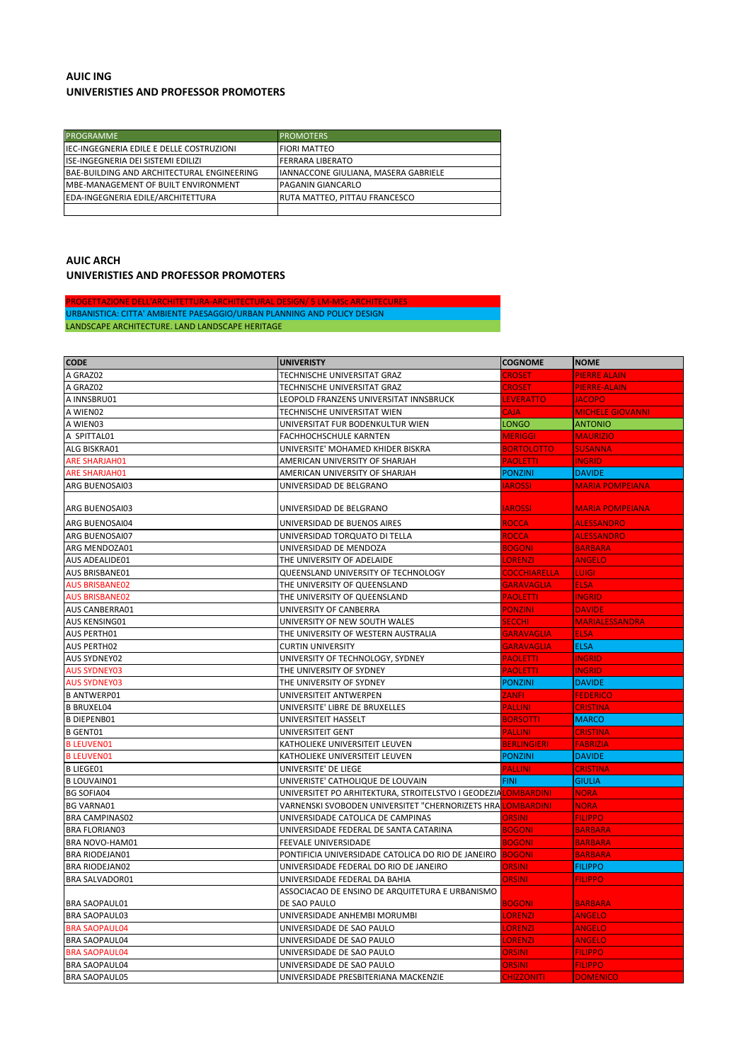**AUIC ING**
**UNIVERISTIES AND PROFESSOR PROMOTERS**

| PROGRAMME | PROMOTERS |
|---|---|
| IEC-INGEGNERIA EDILE E DELLE COSTRUZIONI | FIORI MATTEO |
| ISE-INGEGNERIA DEI SISTEMI EDILIZI | FERRARA LIBERATO |
| BAE-BUILDING AND ARCHITECTURAL ENGINEERING | IANNACCONE GIULIANA, MASERA GABRIELE |
| MBE-MANAGEMENT OF BUILT ENVIRONMENT | PAGANIN GIANCARLO |
| EDA-INGEGNERIA EDILE/ARCHITETTURA | RUTA MATTEO, PITTAU FRANCESCO |
| | |

**AUIC ARCH**
**UNIVERISTIES AND PROFESSOR PROMOTERS**

PROGETTAZIONE DELL'ARCHITETTURA-ARCHITECTURAL DESIGN/ 5 LM-MSc ARCHITECURES
URBANISTICA: CITTA' AMBIENTE PAESAGGIO/URBAN PLANNING AND POLICY DESIGN
LANDSCAPE ARCHITECTURE. LAND LANDSCAPE HERITAGE

| CODE | UNIVERISTY | COGNOME | NOME |
|---|---|---|---|
| A GRAZ02 | TECHNISCHE UNIVERSITAT GRAZ | CROSET | PIERRE ALAIN |
| A GRAZ02 | TECHNISCHE UNIVERSITAT GRAZ | CROSET | PIERRE-ALAIN |
| A INNSBRU01 | LEOPOLD FRANZENS UNIVERSITAT INNSBRUCK | LEVERATTO | JACOPO |
| A WIEN02 | TECHNISCHE UNIVERSITAT WIEN | CAJA | MICHELE GIOVANNI |
| A WIEN03 | UNIVERSITAT FUR BODENKULTUR WIEN | LONGO | ANTONIO |
| A SPITTAL01 | FACHHOCHSCHULE KARNTEN | MERIGGI | MAURIZIO |
| ALG BISKRA01 | UNIVERSITE' MOHAMED KHIDER BISKRA | BORTOLOTTO | SUSANNA |
| ARE SHARJAH01 | AMERICAN UNIVERSITY OF SHARJAH | PAOLETTI | INGRID |
| ARE SHARJAH01 | AMERICAN UNIVERSITY OF SHARJAH | PONZINI | DAVIDE |
| ARG BUENOSAI03 | UNIVERSIDAD DE BELGRANO | IAROSSI | MARIA POMPEIANA |
| ARG BUENOSAI03 | UNIVERSIDAD DE BELGRANO | IAROSSI | MARIA POMPEIANA |
| ARG BUENOSAI04 | UNIVERSIDAD DE BUENOS AIRES | ROCCA | ALESSANDRO |
| ARG BUENOSAI07 | UNIVERSIDAD TORQUATO DI TELLA | ROCCA | ALESSANDRO |
| ARG MENDOZA01 | UNIVERSIDAD DE MENDOZA | BOGONI | BARBARA |
| AUS ADEALIDE01 | THE UNIVERSITY OF ADELAIDE | LORENZI | ANGELO |
| AUS BRISBANE01 | QUEENSLAND UNIVERSITY OF TECHNOLOGY | COCCHIARELLA | LUIGI |
| AUS BRISBANE02 | THE UNIVERSITY OF QUEENSLAND | GARAVAGLIA | ELSA |
| AUS BRISBANE02 | THE UNIVERSITY OF QUEENSLAND | PAOLETTI | INGRID |
| AUS CANBERRA01 | UNIVERSITY OF CANBERRA | PONZINI | DAVIDE |
| AUS KENSING01 | UNIVERSITY OF NEW SOUTH WALES | SECCHI | MARIALESSANDRA |
| AUS PERTH01 | THE UNIVERSITY OF WESTERN AUSTRALIA | GARAVAGLIA | ELSA |
| AUS PERTH02 | CURTIN UNIVERSITY | GARAVAGLIA | ELSA |
| AUS SYDNEY02 | UNIVERSITY OF TECHNOLOGY, SYDNEY | PAOLETTI | INGRID |
| AUS SYDNEY03 | THE UNIVERSITY OF SYDNEY | PAOLETTI | INGRID |
| AUS SYDNEY03 | THE UNIVERSITY OF SYDNEY | PONZINI | DAVIDE |
| B ANTWERP01 | UNIVERSITEIT ANTWERPEN | ZANFI | FEDERICO |
| B BRUXEL04 | UNIVERSITE' LIBRE DE BRUXELLES | PALLINI | CRISTINA |
| B DIEPENB01 | UNIVERSITEIT HASSELT | BORSOTTI | MARCO |
| B GENT01 | UNIVERSITEIT GENT | PALLINI | CRISTINA |
| B LEUVEN01 | KATHOLIEKE UNIVERSITEIT LEUVEN | BERLINGIERI | FABRIZIA |
| B LEUVEN01 | KATHOLIEKE UNIVERSITEIT LEUVEN | PONZINI | DAVIDE |
| B LIEGE01 | UNIVERSITE' DE LIEGE | PALLINI | CRISTINA |
| B LOUVAIN01 | UNIVERSITE' CATHOLIQUE DE LOUVAIN | FINI | GIULIA |
| BG SOFIA04 | UNIVERSITET PO ARHITEKTURA, STROITELSTVO I GEODEZIA | LOMBARDINI | NORA |
| BG VARNA01 | VARNENSKI SVOBODEN UNIVERSITET "CHERNORIZETS HRA | LOMBARDINI | NORA |
| BRA CAMPINAS02 | UNIVERSIDADE CATOLICA DE CAMPINAS | ORSINI | FILIPPO |
| BRA FLORIAN03 | UNIVERSIDADE FEDERAL DE SANTA CATARINA | BOGONI | BARBARA |
| BRA NOVO-HAM01 | FEEVALE UNIVERSIDADE | BOGONI | BARBARA |
| BRA RIODEJAN01 | PONTIFICIA UNIVERSIDADE CATOLICA DO RIO DE JANEIRO | BOGONI | BARBARA |
| BRA RIODEJAN02 | UNIVERSIDADE FEDERAL DO RIO DE JANEIRO | ORSINI | FILIPPO |
| BRA SALVADOR01 | UNIVERSIDADE FEDERAL DA BAHIA | ORSINI | FILIPPO |
| BRA SAOPAUL01 | ASSOCIACAO DE ENSINO DE ARQUITETURA E URBANISMO DE SAO PAULO | BOGONI | BARBARA |
| BRA SAOPAUL03 | UNIVERSIDADE ANHEMBI MORUMBI | LORENZI | ANGELO |
| BRA SAOPAUL04 | UNIVERSIDADE DE SAO PAULO | LORENZI | ANGELO |
| BRA SAOPAUL04 | UNIVERSIDADE DE SAO PAULO | LORENZI | ANGELO |
| BRA SAOPAUL04 | UNIVERSIDADE DE SAO PAULO | ORSINI | FILIPPO |
| BRA SAOPAUL04 | UNIVERSIDADE DE SAO PAULO | ORSINI | FILIPPO |
| BRA SAOPAUL05 | UNIVERSIDADE PRESBITERIANA MACKENZIE | CHIZZONITI | DOMENICO |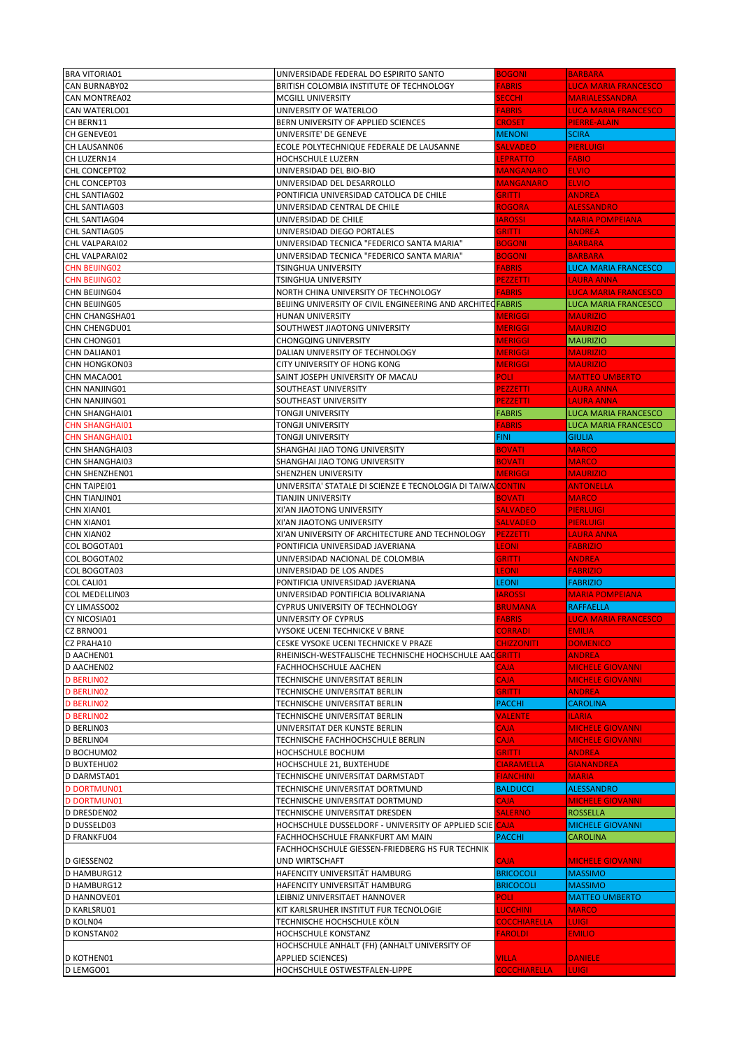| | | | |
|---|---|---|---|
| BRA VITORIA01 | UNIVERSIDADE FEDERAL DO ESPIRITO SANTO | BOGONI | BARBARA |
| CAN BURNABY02 | BRITISH COLOMBIA INSTITUTE OF TECHNOLOGY | FABRIS | LUCA MARIA FRANCESCO |
| CAN MONTREA02 | MCGILL UNIVERSITY | SECCHI | MARIALESSANDRA |
| CAN WATERLO01 | UNIVERSITY OF WATERLOO | FABRIS | LUCA MARIA FRANCESCO |
| CH BERN11 | BERN UNIVERSITY OF APPLIED SCIENCES | CROSET | PIERRE-ALAIN |
| CH GENEVE01 | UNIVERSITE' DE GENEVE | MENONI | SCIRA |
| CH LAUSANN06 | ECOLE POLYTECHNIQUE FEDERALE DE LAUSANNE | SALVADEO | PIERLUIGI |
| CH LUZERN14 | HOCHSCHULE LUZERN | LEPRATTO | FABIO |
| CHL CONCEPT02 | UNIVERSIDAD DEL BIO-BIO | MANGANARO | ELVIO |
| CHL CONCEPT03 | UNIVERSIDAD DEL DESARROLLO | MANGANARO | ELVIO |
| CHL SANTIAG02 | PONTIFICIA UNIVERSIDAD CATOLICA DE CHILE | GRITTI | ANDREA |
| CHL SANTIAG03 | UNIVERSIDAD CENTRAL DE CHILE | ROGORA | ALESSANDRO |
| CHL SANTIAG04 | UNIVERSIDAD DE CHILE | IAROSSI | MARIA POMPEIANA |
| CHL SANTIAG05 | UNIVERSIDAD DIEGO PORTALES | GRITTI | ANDREA |
| CHL VALPARAI02 | UNIVERSIDAD TECNICA "FEDERICO SANTA MARIA" | BOGONI | BARBARA |
| CHL VALPARAI02 | UNIVERSIDAD TECNICA "FEDERICO SANTA MARIA" | BOGONI | BARBARA |
| CHN BEIJING02 | TSINGHUA UNIVERSITY | FABRIS | LUCA MARIA FRANCESCO |
| CHN BEIJING02 | TSINGHUA UNIVERSITY | PEZZETTI | LAURA ANNA |
| CHN BEIJING04 | NORTH CHINA UNIVERSITY OF TECHNOLOGY | FABRIS | LUCA MARIA FRANCESCO |
| CHN BEIJING05 | BEIJING UNIVERSITY OF CIVIL ENGINEERING AND ARCHITEC | FABRIS | LUCA MARIA FRANCESCO |
| CHN CHANGSHA01 | HUNAN UNIVERSITY | MERIGGI | MAURIZIO |
| CHN CHENGDU01 | SOUTHWEST JIAOTONG UNIVERSITY | MERIGGI | MAURIZIO |
| CHN CHONG01 | CHONGQING UNIVERSITY | MERIGGI | MAURIZIO |
| CHN DALIAN01 | DALIAN UNIVERSITY OF TECHNOLOGY | MERIGGI | MAURIZIO |
| CHN HONGKON03 | CITY UNIVERSITY OF HONG KONG | MERIGGI | MAURIZIO |
| CHN MACAO01 | SAINT JOSEPH UNIVERSITY OF MACAU | POLI | MATTEO UMBERTO |
| CHN NANJING01 | SOUTHEAST UNIVERSITY | PEZZETTI | LAURA ANNA |
| CHN NANJING01 | SOUTHEAST UNIVERSITY | PEZZETTI | LAURA ANNA |
| CHN SHANGHAI01 | TONGJI UNIVERSITY | FABRIS | LUCA MARIA FRANCESCO |
| CHN SHANGHAI01 | TONGJI UNIVERSITY | FABRIS | LUCA MARIA FRANCESCO |
| CHN SHANGHAI01 | TONGJI UNIVERSITY | FINI | GIULIA |
| CHN SHANGHAI03 | SHANGHAI JIAO TONG UNIVERSITY | BOVATI | MARCO |
| CHN SHANGHAI03 | SHANGHAI JIAO TONG UNIVERSITY | BOVATI | MARCO |
| CHN SHENZHEN01 | SHENZHEN UNIVERSITY | MERIGGI | MAURIZIO |
| CHN TAIPEI01 | UNIVERSITA' STATALE DI SCIENZE E TECNOLOGIA DI TAIWA | CONTIN | ANTONELLA |
| CHN TIANJIN01 | TIANJIN UNIVERSITY | BOVATI | MARCO |
| CHN XIAN01 | XI'AN JIAOTONG UNIVERSITY | SALVADEO | PIERLUIGI |
| CHN XIAN01 | XI'AN JIAOTONG UNIVERSITY | SALVADEO | PIERLUIGI |
| CHN XIAN02 | XI'AN UNIVERSITY OF ARCHITECTURE AND TECHNOLOGY | PEZZETTI | LAURA ANNA |
| COL BOGOTA01 | PONTIFICIA UNIVERSIDAD JAVERIANA | LEONI | FABRIZIO |
| COL BOGOTA02 | UNIVERSIDAD NACIONAL DE COLOMBIA | GRITTI | ANDREA |
| COL BOGOTA03 | UNIVERSIDAD DE LOS ANDES | LEONI | FABRIZIO |
| COL CALI01 | PONTIFICIA UNIVERSIDAD JAVERIANA | LEONI | FABRIZIO |
| COL MEDELLIN03 | UNIVERSIDAD PONTIFICIA BOLIVARIANA | IAROSSI | MARIA POMPEIANA |
| CY LIMASSO02 | CYPRUS UNIVERSITY OF TECHNOLOGY | BRUMANA | RAFFAELLA |
| CY NICOSIA01 | UNIVERSITY OF CYPRUS | FABRIS | LUCA MARIA FRANCESCO |
| CZ BRNO01 | VYSOKE UCENI TECHNICKE V BRNE | CORRADI | EMILIA |
| CZ PRAHA10 | CESKE VYSOKE UCENI TECHNICKE V PRAZE | CHIZZONITI | DOMENICO |
| D AACHEN01 | RHEINISCH-WESTFALISCHE TECHNISCHE HOCHSCHULE AAC | GRITTI | ANDREA |
| D AACHEN02 | FACHHOCHSCHULE AACHEN | CAJA | MICHELE GIOVANNI |
| D BERLIN02 | TECHNISCHE UNIVERSITAT BERLIN | CAJA | MICHELE GIOVANNI |
| D BERLIN02 | TECHNISCHE UNIVERSITAT BERLIN | GRITTI | ANDREA |
| D BERLIN02 | TECHNISCHE UNIVERSITAT BERLIN | PACCHI | CAROLINA |
| D BERLIN02 | TECHNISCHE UNIVERSITAT BERLIN | VALENTE | ILARIA |
| D BERLIN03 | UNIVERSITAT DER KUNSTE BERLIN | CAJA | MICHELE GIOVANNI |
| D BERLIN04 | TECHNISCHE FACHHOCHSCHULE BERLIN | CAJA | MICHELE GIOVANNI |
| D BOCHUM02 | HOCHSCHULE BOCHUM | GRITTI | ANDREA |
| D BUXTEHU02 | HOCHSCHULE 21, BUXTEHUDE | CIARAMELLA | GIANANDREA |
| D DARMSTA01 | TECHNISCHE UNIVERSITAT DARMSTADT | FIANCHINI | MARIA |
| D DORTMUN01 | TECHNISCHE UNIVERSITAT DORTMUND | BALDUCCI | ALESSANDRO |
| D DORTMUN01 | TECHNISCHE UNIVERSITAT DORTMUND | CAJA | MICHELE GIOVANNI |
| D DRESDEN02 | TECHNISCHE UNIVERSITAT DRESDEN | SALERNO | ROSSELLA |
| D DUSSELD03 | HOCHSCHULE DUSSELDORF - UNIVERSITY OF APPLIED SCIE | CAJA | MICHELE GIOVANNI |
| D FRANKFU04 | FACHHOCHSCHULE FRANKFURT AM MAIN | PACCHI | CAROLINA |
| D GIESSEN02 | FACHHOCHSCHULE GIESSEN-FRIEDBERG HS FUR TECHNIK UND WIRTSCHAFT | CAJA | MICHELE GIOVANNI |
| D HAMBURG12 | HAFENCITY UNIVERSITÄT HAMBURG | BRICOCOLI | MASSIMO |
| D HAMBURG12 | HAFENCITY UNIVERSITÄT HAMBURG | BRICOCOLI | MASSIMO |
| D HANNOVE01 | LEIBNIZ UNIVERSITAET HANNOVER | POLI | MATTEO UMBERTO |
| D KARLSRU01 | KIT KARLSRUHER INSTITUT FUR TECNOLOGIE | LUCCHINI | MARCO |
| D KOLN04 | TECHNISCHE HOCHSCHULE KÖLN | COCCHIARELLA | LUIGI |
| D KONSTAN02 | HOCHSCHULE KONSTANZ | FAROLDI | EMILIO |
| D KOTHEN01 | HOCHSCHULE ANHALT (FH) (ANHALT UNIVERSITY OF APPLIED SCIENCES) | VILLA | DANIELE |
| D LEMGO01 | HOCHSCHULE OSTWESTFALEN-LIPPE | COCCHIARELLA | LUIGI |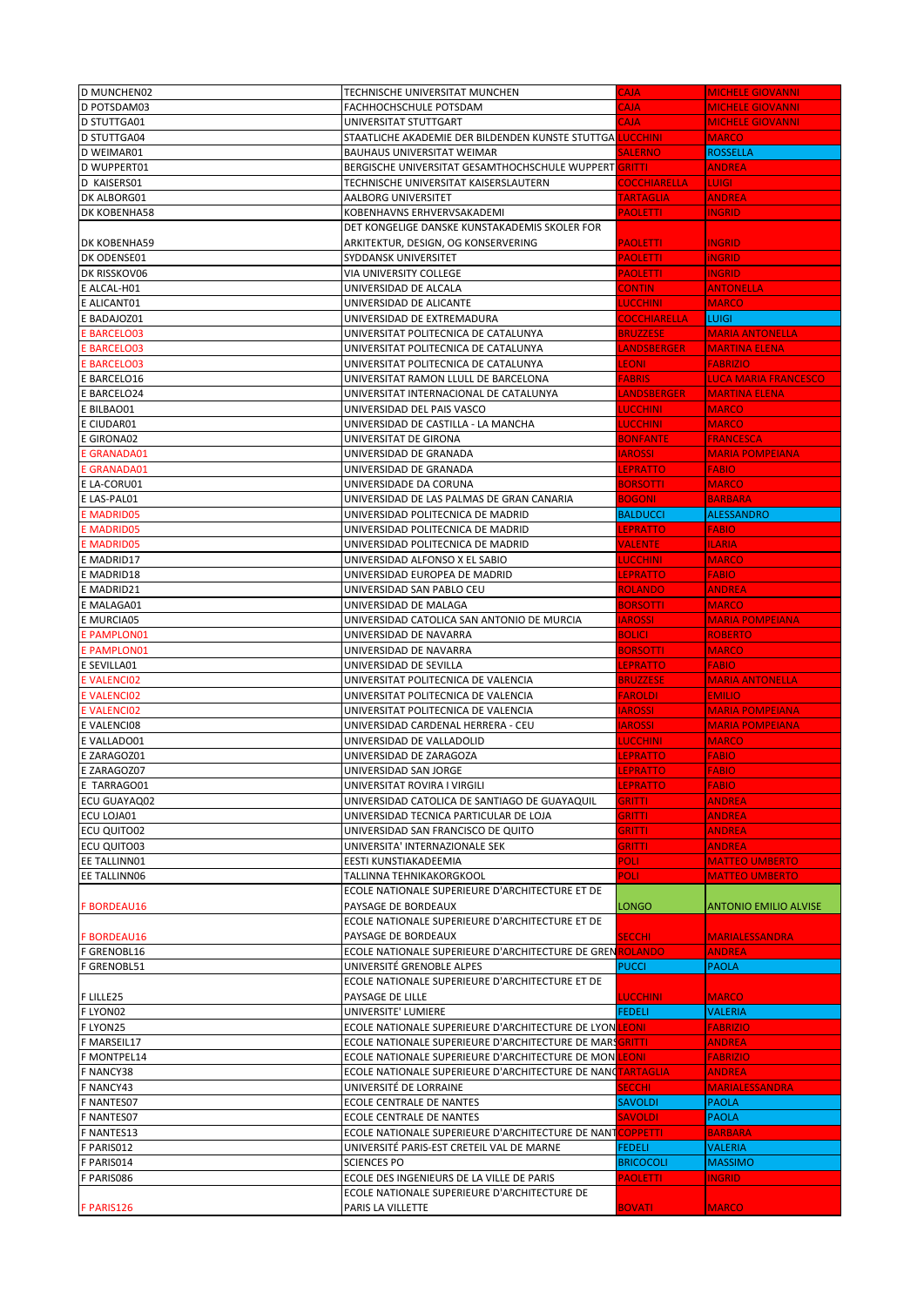| | | | |
|---|---|---|---|
| D MUNCHEN02 | TECHNISCHE UNIVERSITAT MUNCHEN | CAJA | MICHELE GIOVANNI |
| D POTSDAM03 | FACHHOCHSCHULE POTSDAM | CAJA | MICHELE GIOVANNI |
| D STUTTGA01 | UNIVERSITAT STUTTGART | CAJA | MICHELE GIOVANNI |
| D STUTTGA04 | STAATLICHE AKADEMIE DER BILDENDEN KUNSTE STUTTGA | LUCCHINI | MARCO |
| D WEIMAR01 | BAUHAUS UNIVERSITAT WEIMAR | SALERNO | ROSSELLA |
| D WUPPERT01 | BERGISCHE UNIVERSITAT GESAMTHOCHSCHULE WUPPERT | GRITTI | ANDREA |
| D KAISERS01 | TECHNISCHE UNIVERSITAT KAISERSLAUTERN | COCCHIARELLA | LUIGI |
| DK ALBORG01 | AALBORG UNIVERSITET | TARTAGLIA | ANDREA |
| DK KOBENHA58 | KOBENHAVNS ERHVERVSAKADEMI | PAOLETTI | INGRID |
| DK KOBENHA59 | DET KONGELIGE DANSKE KUNSTAKADEMIS SKOLER FOR ARKITEKTUR, DESIGN, OG KONSERVERING | PAOLETTI | INGRID |
| DK ODENSE01 | SYDDANSK UNIVERSITET | PAOLETTI | INGRID |
| DK RISSKOV06 | VIA UNIVERSITY COLLEGE | PAOLETTI | INGRID |
| E ALCAL-H01 | UNIVERSIDAD DE ALCALA | CONTIN | ANTONELLA |
| E ALICANT01 | UNIVERSIDAD DE ALICANTE | LUCCHINI | MARCO |
| E BADAJOZ01 | UNIVERSIDAD DE EXTREMADURA | COCCHIARELLA | LUIGI |
| E BARCELO03 | UNIVERSITAT POLITECNICA DE CATALUNYA | BRUZZESE | MARIA ANTONELLA |
| E BARCELO03 | UNIVERSITAT POLITECNICA DE CATALUNYA | LANDSBERGER | MARTINA ELENA |
| E BARCELO03 | UNIVERSITAT POLITECNICA DE CATALUNYA | LEONI | FABRIZIO |
| E BARCELO16 | UNIVERSITAT RAMON LLULL DE BARCELONA | FABRIS | LUCA MARIA FRANCESCO |
| E BARCELO24 | UNIVERSITAT INTERNACIONAL DE CATALUNYA | LANDSBERGER | MARTINA ELENA |
| E BILBAO01 | UNIVERSIDAD DEL PAIS VASCO | LUCCHINI | MARCO |
| E CIUDAR01 | UNIVERSIDAD DE CASTILLA - LA MANCHA | LUCCHINI | MARCO |
| E GIRONA02 | UNIVERSITAT DE GIRONA | BONFANTE | FRANCESCA |
| E GRANADA01 | UNIVERSIDAD DE GRANADA | IAROSSI | MARIA POMPEIANA |
| E GRANADA01 | UNIVERSIDAD DE GRANADA | LEPRATTO | FABIO |
| E LA-CORU01 | UNIVERSIDADE DA CORUNA | BORSOTTI | MARCO |
| E LAS-PAL01 | UNIVERSIDAD DE LAS PALMAS DE GRAN CANARIA | BOGONI | BARBARA |
| E MADRID05 | UNIVERSIDAD POLITECNICA DE MADRID | BALDUCCI | ALESSANDRO |
| E MADRID05 | UNIVERSIDAD POLITECNICA DE MADRID | LEPRATTO | FABIO |
| E MADRID05 | UNIVERSIDAD POLITECNICA DE MADRID | VALENTE | ILARIA |
| E MADRID17 | UNIVERSIDAD ALFONSO X EL SABIO | LUCCHINI | MARCO |
| E MADRID18 | UNIVERSIDAD EUROPEA DE MADRID | LEPRATTO | FABIO |
| E MADRID21 | UNIVERSIDAD SAN PABLO CEU | ROLANDO | ANDREA |
| E MALAGA01 | UNIVERSIDAD DE MALAGA | BORSOTTI | MARCO |
| E MURCIA05 | UNIVERSIDAD CATOLICA SAN ANTONIO DE MURCIA | IAROSSI | MARIA POMPEIANA |
| E PAMPLON01 | UNIVERSIDAD DE NAVARRA | BOLICI | ROBERTO |
| E PAMPLON01 | UNIVERSIDAD DE NAVARRA | BORSOTTI | MARCO |
| E SEVILLA01 | UNIVERSIDAD DE SEVILLA | LEPRATTO | FABIO |
| E VALENCI02 | UNIVERSITAT POLITECNICA DE VALENCIA | BRUZZESE | MARIA ANTONELLA |
| E VALENCI02 | UNIVERSITAT POLITECNICA DE VALENCIA | FAROLDI | EMILIO |
| E VALENCI02 | UNIVERSITAT POLITECNICA DE VALENCIA | IAROSSI | MARIA POMPEIANA |
| E VALENCI08 | UNIVERSIDAD CARDENAL HERRERA - CEU | IAROSSI | MARIA POMPEIANA |
| E VALLADO01 | UNIVERSIDAD DE VALLADOLID | LUCCHINI | MARCO |
| E ZARAGOZ01 | UNIVERSIDAD DE ZARAGOZA | LEPRATTO | FABIO |
| E ZARAGOZ07 | UNIVERSIDAD SAN JORGE | LEPRATTO | FABIO |
| E TARRAGO01 | UNIVERSITAT ROVIRA I VIRGILI | LEPRATTO | FABIO |
| ECU GUAYAQ02 | UNIVERSIDAD CATOLICA DE SANTIAGO DE GUAYAQUIL | GRITTI | ANDREA |
| ECU LOJA01 | UNIVERSIDAD TECNICA PARTICULAR DE LOJA | GRITTI | ANDREA |
| ECU QUITO02 | UNIVERSIDAD SAN FRANCISCO DE QUITO | GRITTI | ANDREA |
| ECU QUITO03 | UNIVERSITA' INTERNAZIONALE SEK | GRITTI | ANDREA |
| EE TALLINN01 | EESTI KUNSTIAKADEEMIA | POLI | MATTEO UMBERTO |
| EE TALLINN06 | TALLINNA TEHNIKAKORGKOOL | POLI | MATTEO UMBERTO |
| F BORDEAU16 | ECOLE NATIONALE SUPERIEURE D'ARCHITECTURE ET DE PAYSAGE DE BORDEAUX | LONGO | ANTONIO EMILIO ALVISE |
| F BORDEAU16 | ECOLE NATIONALE SUPERIEURE D'ARCHITECTURE ET DE PAYSAGE DE BORDEAUX | SECCHI | MARIALESSANDRA |
| F GRENOBL16 | ECOLE NATIONALE SUPERIEURE D'ARCHITECTURE DE GREN | ROLANDO | ANDREA |
| F GRENOBL51 | UNIVERSITÉ GRENOBLE ALPES | PUCCI | PAOLA |
| F LILLE25 | ECOLE NATIONALE SUPERIEURE D'ARCHITECTURE ET DE PAYSAGE DE LILLE | LUCCHINI | MARCO |
| F LYON02 | UNIVERSITE' LUMIERE | FEDELI | VALERIA |
| F LYON25 | ECOLE NATIONALE SUPERIEURE D'ARCHITECTURE DE LYON | LEONI | FABRIZIO |
| F MARSEIL17 | ECOLE NATIONALE SUPERIEURE D'ARCHITECTURE DE MARS | GRITTI | ANDREA |
| F MONTPEL14 | ECOLE NATIONALE SUPERIEURE D'ARCHITECTURE DE MON | LEONI | FABRIZIO |
| F NANCY38 | ECOLE NATIONALE SUPERIEURE D'ARCHITECTURE DE NANC | TARTAGLIA | ANDREA |
| F NANCY43 | UNIVERSITÉ DE LORRAINE | SECCHI | MARIALESSANDRA |
| F NANTES07 | ECOLE CENTRALE DE NANTES | SAVOLDI | PAOLA |
| F NANTES07 | ECOLE CENTRALE DE NANTES | SAVOLDI | PAOLA |
| F NANTES13 | ECOLE NATIONALE SUPERIEURE D'ARCHITECTURE DE NANT | COPPETTI | BARBARA |
| F PARIS012 | UNIVERSITÉ PARIS-EST CRETEIL VAL DE MARNE | FEDELI | VALERIA |
| F PARIS014 | SCIENCES PO | BRICOCOLI | MASSIMO |
| F PARIS086 | ECOLE DES INGENIEURS DE LA VILLE DE PARIS | PAOLETTI | INGRID |
| F PARIS126 | ECOLE NATIONALE SUPERIEURE D'ARCHITECTURE DE PARIS LA VILLETTE | BOVATI | MARCO |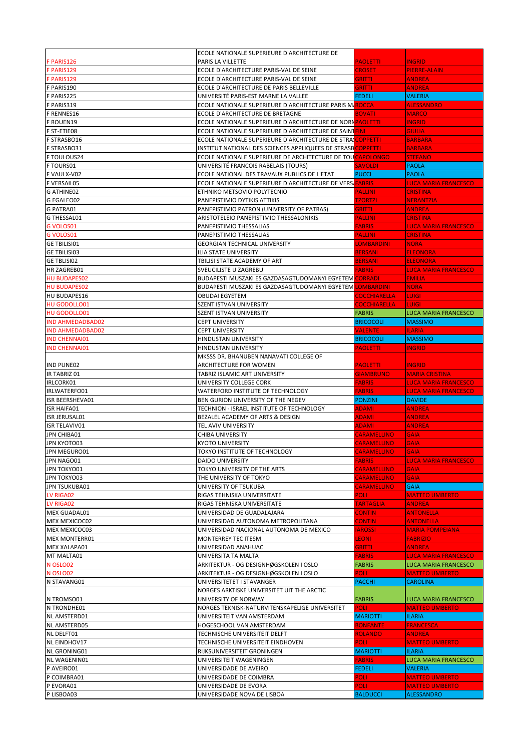| | | | |
|---|---|---|---|
| F PARIS126 | ECOLE NATIONALE SUPERIEURE D'ARCHITECTURE DE PARIS LA VILLETTE | PAOLETTI | INGRID |
| F PARIS129 | ECOLE D'ARCHITECTURE PARIS-VAL DE SEINE | CROSET | PIERRE-ALAIN |
| F PARIS129 | ECOLE D'ARCHITECTURE PARIS-VAL DE SEINE | GRITTI | ANDREA |
| F PARIS190 | ECOLE D'ARCHITECTURE DE PARIS BELLEVILLE | GRITTI | ANDREA |
| F PARIS225 | UNIVERSITÉ PARIS-EST MARNE LA VALLEE | FEDELI | VALERIA |
| F PARIS319 | ECOLE NATIONALE SUPERIEURE D'ARCHITECTURE PARIS M | ROCCA | ALESSANDRO |
| F RENNES16 | ECOLE D'ARCHITECTURE DE BRETAGNE | BOVATI | MARCO |
| F ROUEN19 | ECOLE NATIONALE SUPERIEURE D'ARCHITECTURE DE NORM | PAOLETTI | INGRID |
| F ST-ETIE08 | ECOLE NATIONALE SUPERIEURE D'ARCHITECTURE DE SAINT | FINI | GIULIA |
| F STRASBO16 | ECOLE NATIONALE SUPERIEURE D'ARCHITECTURE DE STRAS | COPPETTI | BARBARA |
| F STRASBO31 | INSTITUT NATIONAL DES SCIENCES APPLIQUEES DE STRASB | COPPETTI | BARBARA |
| F TOULOUS24 | ECOLE NATIONALE SUPERIEURE DE ARCHITECTURE DE TOU | CAPOLONGO | STEFANO |
| F TOURS01 | UNIVERSITÉ FRANCOIS RABELAIS (TOURS) | SAVOLDI | PAOLA |
| F VAULX-V02 | ECOLE NATIONAL DES TRAVAUX PUBLICS DE L'ETAT | PUCCI | PAOLA |
| F VERSAIL05 | ECOLE NATIONALE SUPERIEURE D'ARCHITECTURE DE VERS | FABRIS | LUCA MARIA FRANCESCO |
| G ATHINE02 | ETHNIKO METSOVIO POLYTECNIO | PALLINI | CRISTINA |
| G EGALEO02 | PANEPISTIMIO DYTIKIS ATTIKIS | TZORTZI | NERANTZIA |
| G PATRA01 | PANEPISTIMIO PATRON (UNIVERSITY OF PATRAS) | GRITTI | ANDREA |
| G THESSAL01 | ARISTOTELEIO PANEPISTIMIO THESSALONIKIS | PALLINI | CRISTINA |
| G VOLOS01 | PANEPISTIMIO THESSALIAS | FABRIS | LUCA MARIA FRANCESCO |
| G VOLOS01 | PANEPISTIMIO THESSALIAS | PALLINI | CRISTINA |
| GE TBILISI01 | GEORGIAN TECHNICAL UNIVERSITY | LOMBARDINI | NORA |
| GE TBILISI03 | ILIA STATE UNIVERSITY | BERSANI | ELEONORA |
| GE TBLISI02 | TBILISI STATE ACADEMY OF ART | BERSANI | ELEONORA |
| HR ZAGREB01 | SVEUCILISTE U ZAGREBU | FABRIS | LUCA MARIA FRANCESCO |
| HU BUDAPES02 | BUDAPESTI MUSZAKI ES GAZDASAGTUDOMANYI EGYETEM | CORRADI | EMILIA |
| HU BUDAPES02 | BUDAPESTI MUSZAKI ES GAZDASAGTUDOMANYI EGYETEM | LOMBARDINI | NORA |
| HU BUDAPES16 | OBUDAI EGYETEM | COCCHIARELLA | LUIGI |
| HU GODOLLO01 | SZENT ISTVAN UNIVERSITY | COCCHIARELLA | LUIGI |
| HU GODOLLO01 | SZENT ISTVAN UNIVERSITY | FABRIS | LUCA MARIA FRANCESCO |
| IND AHMEDADBAD02 | CEPT UNIVERSITY | BRICOCOLI | MASSIMO |
| IND AHMEDADBAD02 | CEPT UNIVERSITY | VALENTE | ILARIA |
| IND CHENNAI01 | HINDUSTAN UNIVERSITY | BRICOCOLI | MASSIMO |
| IND CHENNAI01 | HINDUSTAN UNIVERSITY | PAOLETTI | INGRID |
| IND PUNE02 | MKSSS DR. BHANUBEN NANAVATI COLLEGE OF ARCHITECTURE FOR WOMEN | PAOLETTI | INGRID |
| IR TABRIZ 01 | TABRIZ ISLAMIC ART UNIVERSITY | GIAMBRUNO | MARIA CRISTINA |
| IRLCORK01 | UNIVERSITY COLLEGE CORK | FABRIS | LUCA MARIA FRANCESCO |
| IRLWATERFO01 | WATERFORD INSTITUTE OF TECHNOLOGY | FABRIS | LUCA MARIA FRANCESCO |
| ISR BEERSHEVA01 | BEN GURION UNIVERSITY OF THE NEGEV | PONZINI | DAVIDE |
| ISR HAIFA01 | TECHNION - ISRAEL INSTITUTE OF TECHNOLOGY | ADAMI | ANDREA |
| ISR JERUSAL01 | BEZALEL ACADEMY OF ARTS & DESIGN | ADAMI | ANDREA |
| ISR TELAVIV01 | TEL AVIV UNIVERSITY | ADAMI | ANDREA |
| JPN CHIBA01 | CHIBA UNIVERSITY | CARAMELLINO | GAIA |
| JPN KYOTO03 | KYOTO UNIVERSITY | CARAMELLINO | GAIA |
| JPN MEGURO01 | TOKYO INSTITUTE OF TECHNOLOGY | CARAMELLINO | GAIA |
| JPN NAGO01 | DAIDO UNIVERSITY | FABRIS | LUCA MARIA FRANCESCO |
| JPN TOKYO01 | TOKYO UNIVERSITY OF THE ARTS | CARAMELLINO | GAIA |
| JPN TOKYO03 | THE UNIVERSITY OF TOKYO | CARAMELLINO | GAIA |
| JPN TSUKUBA01 | UNIVERSITY OF TSUKUBA | CARAMELLINO | GAIA |
| LV RIGA02 | RIGAS TEHNISKA UNIVERSITATE | POLI | MATTEO UMBERTO |
| LV RIGA02 | RIGAS TEHNISKA UNIVERSITATE | TARTAGLIA | ANDREA |
| MEX GUADAL01 | UNIVERSIDAD DE GUADALAJARA | CONTIN | ANTONELLA |
| MEX MEXICOC02 | UNIVERSIDAD AUTONOMA METROPOLITANA | CONTIN | ANTONELLA |
| MEX MEXICOC03 | UNIVERSIDAD NACIONAL AUTONOMA DE MEXICO | IAROSSI | MARIA POMPEIANA |
| MEX MONTERR01 | MONTERREY TEC ITESM | LEONI | FABRIZIO |
| MEX XALAPA01 | UNIVERSIDAD ANAHUAC | GRITTI | ANDREA |
| MT MALTA01 | UNIVERSITA TA MALTA | FABRIS | LUCA MARIA FRANCESCO |
| N OSLO02 | ARKITEKTUR - OG DESIGNHØGSKOLEN I OSLO | FABRIS | LUCA MARIA FRANCESCO |
| N OSLO02 | ARKITEKTUR - OG DESIGNHØGSKOLEN I OSLO | POLI | MATTEO UMBERTO |
| N STAVANG01 | UNIVERSITETET I STAVANGER | PACCHI | CAROLINA |
| N TROMSO01 | NORGES ARKTISKE UNIVERSITET UIT THE ARCTIC UNIVERSITY OF NORWAY | FABRIS | LUCA MARIA FRANCESCO |
| N TRONDHE01 | NORGES TEKNISK-NATURVITENSKAPELIGE UNIVERSITET | POLI | MATTEO UMBERTO |
| NL AMSTERD01 | UNIVERSITEIT VAN AMSTERDAM | MARIOTTI | ILARIA |
| NL AMSTERD05 | HOGESCHOOL VAN AMSTERDAM | BONFANTE | FRANCESCA |
| NL DELFT01 | TECHNISCHE UNIVERSITEIT DELFT | ROLANDO | ANDREA |
| NL EINDHOV17 | TECHNISCHE UNIVERSITEIT EINDHOVEN | POLI | MATTEO UMBERTO |
| NL GRONING01 | RIJKSUNIVERSITEIT GRONINGEN | MARIOTTI | ILARIA |
| NL WAGENIN01 | UNIVERSITEIT WAGENINGEN | FABRIS | LUCA MARIA FRANCESCO |
| P AVEIRO01 | UNIVERSIDADE DE AVEIRO | FEDELI | VALERIA |
| P COIMBRA01 | UNIVERSIDADE DE COIMBRA | POLI | MATTEO UMBERTO |
| P EVORA01 | UNIVERSIDADE DE EVORA | POLI | MATTEO UMBERTO |
| P LISBOA03 | UNIVERSIDADE NOVA DE LISBOA | BALDUCCI | ALESSANDRO |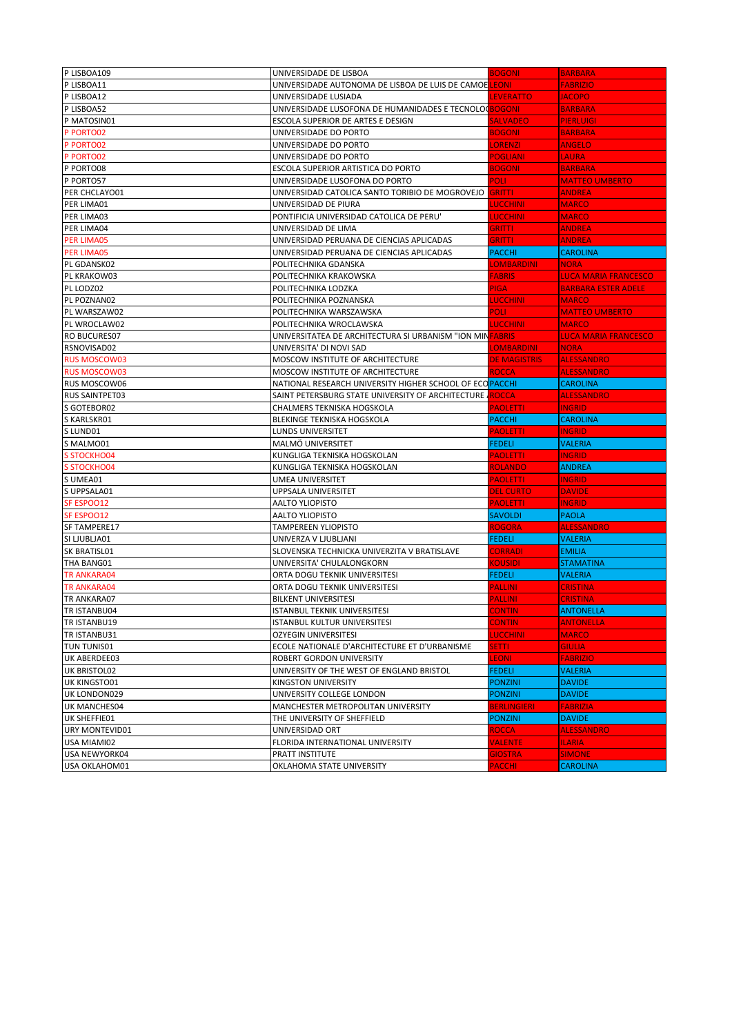| | | | |
|---|---|---|---|
| P LISBOA109 | UNIVERSIDADE DE LISBOA | BOGONI | BARBARA |
| P LISBOA11 | UNIVERSIDADE AUTONOMA DE LISBOA DE LUIS DE CAMOE | LEONI | FABRIZIO |
| P LISBOA12 | UNIVERSIDADE LUSIADA | LEVERATTO | JACOPO |
| P LISBOA52 | UNIVERSIDADE LUSOFONA DE HUMANIDADES E TECNOLOG | BOGONI | BARBARA |
| P MATOSIN01 | ESCOLA SUPERIOR DE ARTES E DESIGN | SALVADEO | PIERLUIGI |
| P PORTO02 | UNIVERSIDADE DO PORTO | BOGONI | BARBARA |
| P PORTO02 | UNIVERSIDADE DO PORTO | LORENZI | ANGELO |
| P PORTO02 | UNIVERSIDADE DO PORTO | POGLIANI | LAURA |
| P PORTO08 | ESCOLA SUPERIOR ARTISTICA DO PORTO | BOGONI | BARBARA |
| P PORTO57 | UNIVERSIDADE LUSOFONA DO PORTO | POLI | MATTEO UMBERTO |
| PER CHCLAYO01 | UNIVERSIDAD CATOLICA SANTO TORIBIO DE MOGROVEJO | GRITTI | ANDREA |
| PER LIMA01 | UNIVERSIDAD DE PIURA | LUCCHINI | MARCO |
| PER LIMA03 | PONTIFICIA UNIVERSIDAD CATOLICA DE PERU' | LUCCHINI | MARCO |
| PER LIMA04 | UNIVERSIDAD DE LIMA | GRITTI | ANDREA |
| PER LIMA05 | UNIVERSIDAD PERUANA DE CIENCIAS APLICADAS | GRITTI | ANDREA |
| PER LIMA05 | UNIVERSIDAD PERUANA DE CIENCIAS APLICADAS | PACCHI | CAROLINA |
| PL GDANSK02 | POLITECHNIKA GDANSKA | LOMBARDINI | NORA |
| PL KRAKOW03 | POLITECHNIKA KRAKOWSKA | FABRIS | LUCA MARIA FRANCESCO |
| PL LODZ02 | POLITECHNIKA LODZKA | PIGA | BARBARA ESTER ADELE |
| PL POZNAN02 | POLITECHNIKA POZNANSKA | LUCCHINI | MARCO |
| PL WARSZAW02 | POLITECHNIKA WARSZAWSKA | POLI | MATTEO UMBERTO |
| PL WROCLAW02 | POLITECHNIKA WROCLAWSKA | LUCCHINI | MARCO |
| RO BUCURES07 | UNIVERSITATEA DE ARCHITECTURA SI URBANISM "ION MIN | FABRIS | LUCA MARIA FRANCESCO |
| RSNOVISAD02 | UNIVERSITA' DI NOVI SAD | LOMBARDINI | NORA |
| RUS MOSCOW03 | MOSCOW INSTITUTE OF ARCHITECTURE | DE MAGISTRIS | ALESSANDRO |
| RUS MOSCOW03 | MOSCOW INSTITUTE OF ARCHITECTURE | ROCCA | ALESSANDRO |
| RUS MOSCOW06 | NATIONAL RESEARCH UNIVERSITY HIGHER SCHOOL OF ECO | PACCHI | CAROLINA |
| RUS SAINTPET03 | SAINT PETERSBURG STATE UNIVERSITY OF ARCHITECTURE | ROCCA | ALESSANDRO |
| S GOTEBOR02 | CHALMERS TEKNISKA HOGSKOLA | PAOLETTI | INGRID |
| S KARLSKR01 | BLEKINGE TEKNISKA HOGSKOLA | PACCHI | CAROLINA |
| S LUND01 | LUNDS UNIVERSITET | PAOLETTI | INGRID |
| S MALMO01 | MALMÖ UNIVERSITET | FEDELI | VALERIA |
| S STOCKHO04 | KUNGLIGA TEKNISKA HOGSKOLAN | PAOLETTI | INGRID |
| S STOCKHO04 | KUNGLIGA TEKNISKA HOGSKOLAN | ROLANDO | ANDREA |
| S UMEA01 | UMEA UNIVERSITET | PAOLETTI | INGRID |
| S UPPSALA01 | UPPSALA UNIVERSITET | DEL CURTO | DAVIDE |
| SF ESPOO12 | AALTO YLIOPISTO | PAOLETTI | INGRID |
| SF ESPOO12 | AALTO YLIOPISTO | SAVOLDI | PAOLA |
| SF TAMPERE17 | TAMPEREEN YLIOPISTO | ROGORA | ALESSANDRO |
| SI LJUBLJA01 | UNIVERZA V LJUBLJANI | FEDELI | VALERIA |
| SK BRATISL01 | SLOVENSKA TECHNICKA UNIVERZITA V BRATISLAVE | CORRADI | EMILIA |
| THA BANG01 | UNIVERSITA' CHULALONGKORN | KOUSIDI | STAMATINA |
| TR ANKARA04 | ORTA DOGU TEKNIK UNIVERSITESI | FEDELI | VALERIA |
| TR ANKARA04 | ORTA DOGU TEKNIK UNIVERSITESI | PALLINI | CRISTINA |
| TR ANKARA07 | BILKENT UNIVERSITESI | PALLINI | CRISTINA |
| TR ISTANBU04 | ISTANBUL TEKNIK UNIVERSITESI | CONTIN | ANTONELLA |
| TR ISTANBU19 | ISTANBUL KULTUR UNIVERSITESI | CONTIN | ANTONELLA |
| TR ISTANBU31 | OZYEGIN UNIVERSITESI | LUCCHINI | MARCO |
| TUN TUNIS01 | ECOLE NATIONALE D'ARCHITECTURE ET D'URBANISME | SETTI | GIULIA |
| UK ABERDEE03 | ROBERT GORDON UNIVERSITY | LEONI | FABRIZIO |
| UK BRISTOL02 | UNIVERSITY OF THE WEST OF ENGLAND BRISTOL | FEDELI | VALERIA |
| UK KINGSTO01 | KINGSTON UNIVERSITY | PONZINI | DAVIDE |
| UK LONDON029 | UNIVERSITY COLLEGE LONDON | PONZINI | DAVIDE |
| UK MANCHES04 | MANCHESTER METROPOLITAN UNIVERSITY | BERLINGIERI | FABRIZIA |
| UK SHEFFIE01 | THE UNIVERSITY OF SHEFFIELD | PONZINI | DAVIDE |
| URY MONTEVID01 | UNIVERSIDAD ORT | ROCCA | ALESSANDRO |
| USA MIAMI02 | FLORIDA INTERNATIONAL UNIVERSITY | VALENTE | ILARIA |
| USA NEWYORK04 | PRATT INSTITUTE | GIOSTRA | SIMONE |
| USA OKLAHOM01 | OKLAHOMA STATE UNIVERSITY | PACCHI | CAROLINA |